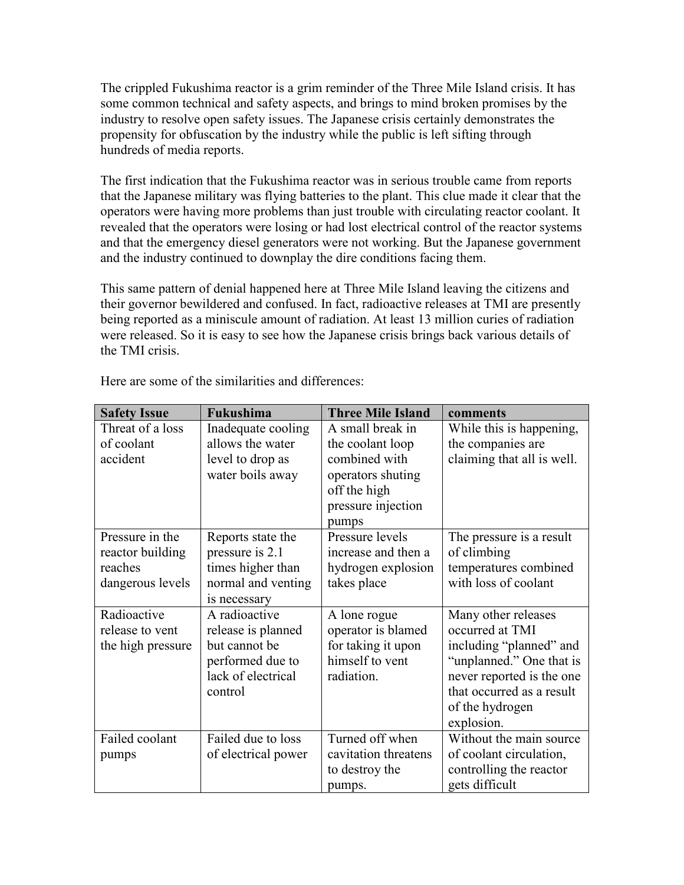The crippled Fukushima reactor is a grim reminder of the Three Mile Island crisis. It has some common technical and safety aspects, and brings to mind broken promises by the industry to resolve open safety issues. The Japanese crisis certainly demonstrates the propensity for obfuscation by the industry while the public is left sifting through hundreds of media reports.

The first indication that the Fukushima reactor was in serious trouble came from reports that the Japanese military was flying batteries to the plant. This clue made it clear that the operators were having more problems than just trouble with circulating reactor coolant. It revealed that the operators were losing or had lost electrical control of the reactor systems and that the emergency diesel generators were not working. But the Japanese government and the industry continued to downplay the dire conditions facing them.

This same pattern of denial happened here at Three Mile Island leaving the citizens and their governor bewildered and confused. In fact, radioactive releases at TMI are presently being reported as a miniscule amount of radiation. At least 13 million curies of radiation were released. So it is easy to see how the Japanese crisis brings back various details of the TMI crisis.

Here are some of the similarities and differences:

| **Safety Issue** | **Fukushima** | **Three Mile Island** | **comments** |
|---|---|---|---|
| Threat of a loss of coolant accident | Inadequate cooling allows the water level to drop as water boils away | A small break in the coolant loop combined with operators shuting off the high pressure injection pumps | While this is happening, the companies are claiming that all is well. |
| Pressure in the reactor building reaches dangerous levels | Reports state the pressure is 2.1 times higher than normal and venting is necessary | Pressure levels increase and then a hydrogen explosion takes place | The pressure is a result of climbing temperatures combined with loss of coolant |
| Radioactive release to vent the high pressure | A radioactive release is planned but cannot be performed due to lack of electrical control | A lone rogue operator is blamed for taking it upon himself to vent radiation. | Many other releases occurred at TMI including "planned" and "unplanned." One that is never reported is the one that occurred as a result of the hydrogen explosion. |
| Failed coolant pumps | Failed due to loss of electrical power | Turned off when cavitation threatens to destroy the pumps. | Without the main source of coolant circulation, controlling the reactor gets difficult |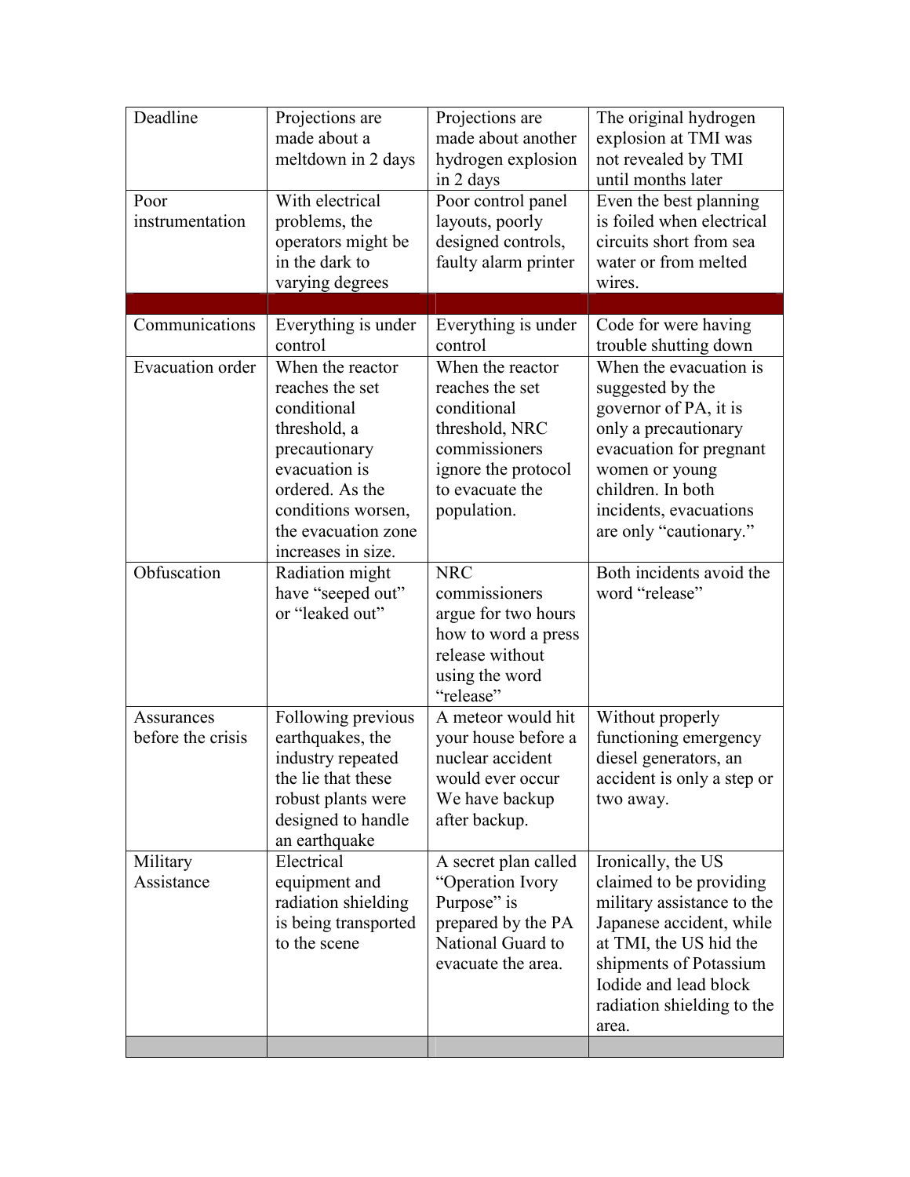| | | | |
|---|---|---|---|
| Deadline | Projections are made about a meltdown in 2 days | Projections are made about another hydrogen explosion in 2 days | The original hydrogen explosion at TMI was not revealed by TMI until months later |
| Poor instrumentation | With electrical problems, the operators might be in the dark to varying degrees | Poor control panel layouts, poorly designed controls, faulty alarm printer | Even the best planning is foiled when electrical circuits short from sea water or from melted wires. |
| | | | |
| Communications | Everything is under control | Everything is under control | Code for were having trouble shutting down |
| Evacuation order | When the reactor reaches the set conditional threshold, a precautionary evacuation is ordered. As the conditions worsen, the evacuation zone increases in size. | When the reactor reaches the set conditional threshold, NRC commissioners ignore the protocol to evacuate the population. | When the evacuation is suggested by the governor of PA, it is only a precautionary evacuation for pregnant women or young children. In both incidents, evacuations are only "cautionary." |
| Obfuscation | Radiation might have "seeped out" or "leaked out" | NRC commissioners argue for two hours how to word a press release without using the word "release" | Both incidents avoid the word "release" |
| Assurances before the crisis | Following previous earthquakes, the industry repeated the lie that these robust plants were designed to handle an earthquake | A meteor would hit your house before a nuclear accident would ever occur We have backup after backup. | Without properly functioning emergency diesel generators, an accident is only a step or two away. |
| Military Assistance | Electrical equipment and radiation shielding is being transported to the scene | A secret plan called "Operation Ivory Purpose" is prepared by the PA National Guard to evacuate the area. | Ironically, the US claimed to be providing military assistance to the Japanese accident, while at TMI, the US hid the shipments of Potassium Iodide and lead block radiation shielding to the area. |
| | | | |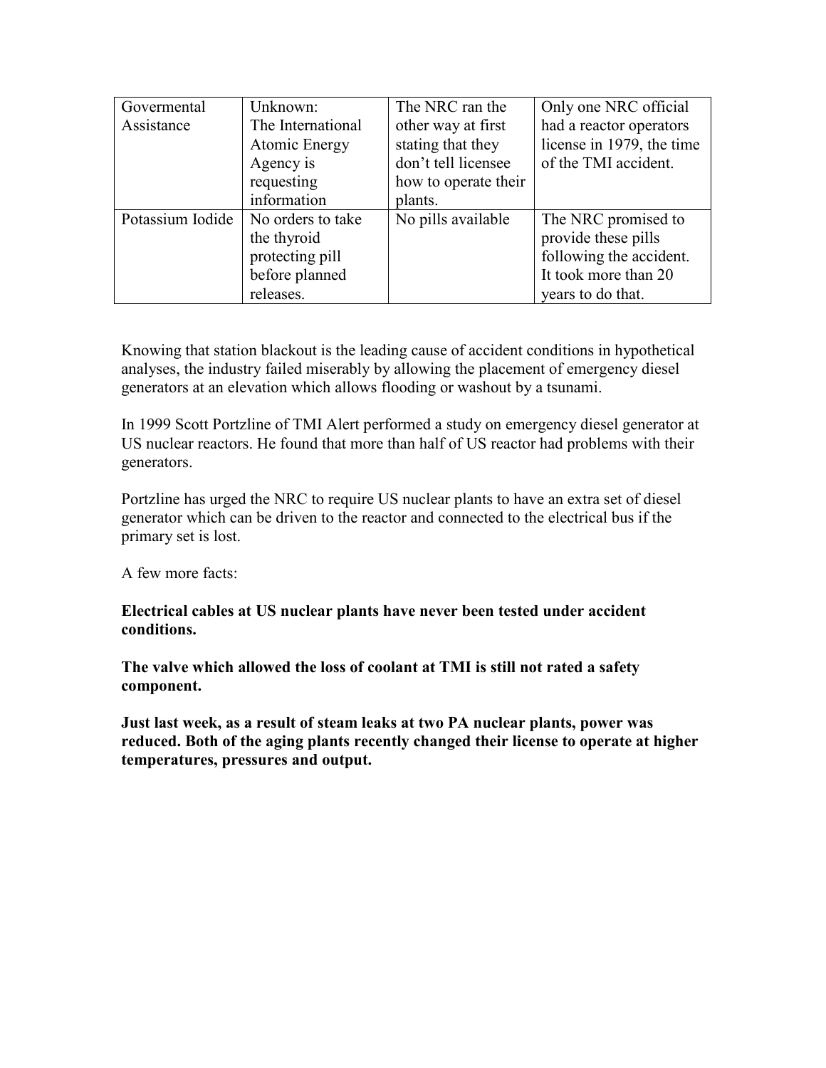| | | | |
|---|---|---|---|
| Govermental Assistance | Unknown: The International Atomic Energy Agency is requesting information | The NRC ran the other way at first stating that they don't tell licensee how to operate their plants. | Only one NRC official had a reactor operators license in 1979, the time of the TMI accident. |
| Potassium Iodide | No orders to take the thyroid protecting pill before planned releases. | No pills available | The NRC promised to provide these pills following the accident. It took more than 20 years to do that. |

Knowing that station blackout is the leading cause of accident conditions in hypothetical analyses, the industry failed miserably by allowing the placement of emergency diesel generators at an elevation which allows flooding or washout by a tsunami.

In 1999 Scott Portzline of TMI Alert performed a study on emergency diesel generator at US nuclear reactors. He found that more than half of US reactor had problems with their generators.

Portzline has urged the NRC to require US nuclear plants to have an extra set of diesel generator which can be driven to the reactor and connected to the electrical bus if the primary set is lost.

A few more facts:

**Electrical cables at US nuclear plants have never been tested under accident conditions.**

**The valve which allowed the loss of coolant at TMI is still not rated a safety component.**

**Just last week, as a result of steam leaks at two PA nuclear plants, power was reduced. Both of the aging plants recently changed their license to operate at higher temperatures, pressures and output.**